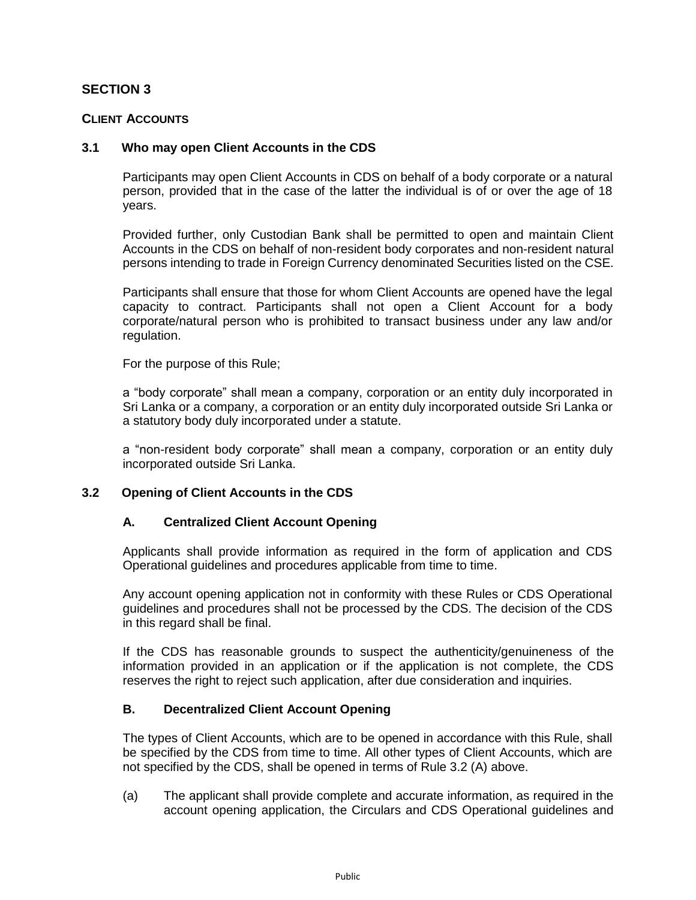## SECTION 3

### CLIENT ACCOUNTS

### 3.1 Who may open Client Accounts in the CDS

Participants may open Client Accounts in CDS on behalf of a body corporate or a natural person, provided that in the case of the latter the individual is of or over the age of 18 years.

Provided further, only Custodian Bank shall be permitted to open and maintain Client Accounts in the CDS on behalf of non-resident body corporates and non-resident natural persons intending to trade in Foreign Currency denominated Securities listed on the CSE.

Participants shall ensure that those for whom Client Accounts are opened have the legal capacity to contract. Participants shall not open a Client Account for a body corporate/natural person who is prohibited to transact business under any law and/or regulation.

For the purpose of this Rule;

a "body corporate" shall mean a company, corporation or an entity duly incorporated in Sri Lanka or a company, a corporation or an entity duly incorporated outside Sri Lanka or a statutory body duly incorporated under a statute.

a "non-resident body corporate" shall mean a company, corporation or an entity duly incorporated outside Sri Lanka.

### 3.2 Opening of Client Accounts in the CDS

#### A. Centralized Client Account Opening

Applicants shall provide information as required in the form of application and CDS Operational guidelines and procedures applicable from time to time.

Any account opening application not in conformity with these Rules or CDS Operational guidelines and procedures shall not be processed by the CDS. The decision of the CDS in this regard shall be final.

If the CDS has reasonable grounds to suspect the authenticity/genuineness of the information provided in an application or if the application is not complete, the CDS reserves the right to reject such application, after due consideration and inquiries.

#### B. Decentralized Client Account Opening

The types of Client Accounts, which are to be opened in accordance with this Rule, shall be specified by the CDS from time to time. All other types of Client Accounts, which are not specified by the CDS, shall be opened in terms of Rule 3.2 (A) above.

(a) The applicant shall provide complete and accurate information, as required in the account opening application, the Circulars and CDS Operational guidelines and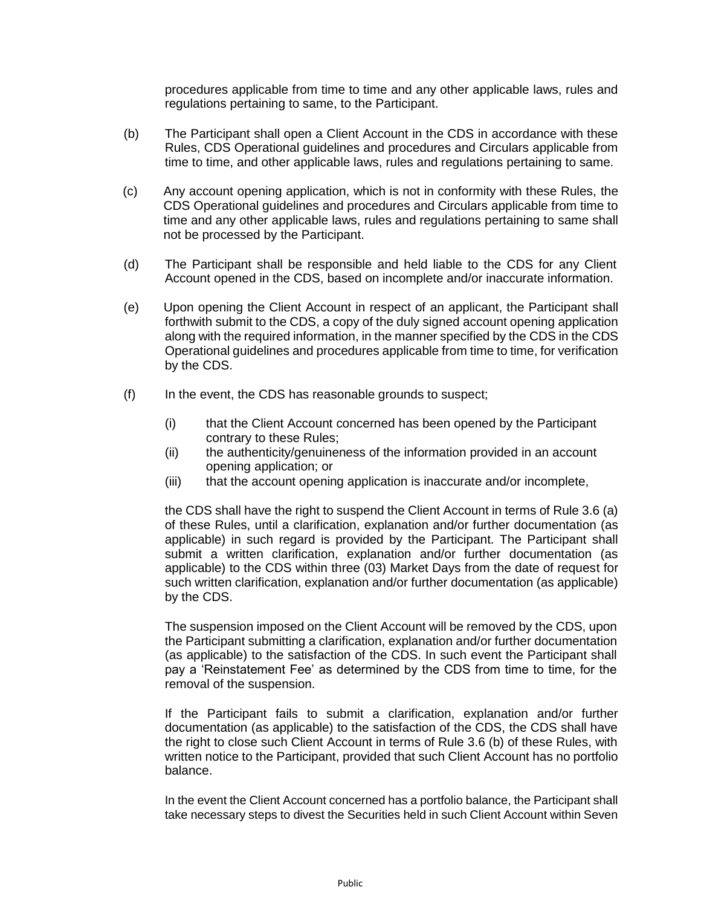procedures applicable from time to time and any other applicable laws, rules and regulations pertaining to same, to the Participant.

(b) The Participant shall open a Client Account in the CDS in accordance with these Rules, CDS Operational guidelines and procedures and Circulars applicable from time to time, and other applicable laws, rules and regulations pertaining to same.

(c) Any account opening application, which is not in conformity with these Rules, the CDS Operational guidelines and procedures and Circulars applicable from time to time and any other applicable laws, rules and regulations pertaining to same shall not be processed by the Participant.

(d) The Participant shall be responsible and held liable to the CDS for any Client Account opened in the CDS, based on incomplete and/or inaccurate information.

(e) Upon opening the Client Account in respect of an applicant, the Participant shall forthwith submit to the CDS, a copy of the duly signed account opening application along with the required information, in the manner specified by the CDS in the CDS Operational guidelines and procedures applicable from time to time, for verification by the CDS.

(f) In the event, the CDS has reasonable grounds to suspect;

 (i) that the Client Account concerned has been opened by the Participant contrary to these Rules;
 (ii) the authenticity/genuineness of the information provided in an account opening application; or
 (iii) that the account opening application is inaccurate and/or incomplete,

the CDS shall have the right to suspend the Client Account in terms of Rule 3.6 (a) of these Rules, until a clarification, explanation and/or further documentation (as applicable) in such regard is provided by the Participant. The Participant shall submit a written clarification, explanation and/or further documentation (as applicable) to the CDS within three (03) Market Days from the date of request for such written clarification, explanation and/or further documentation (as applicable) by the CDS.

The suspension imposed on the Client Account will be removed by the CDS, upon the Participant submitting a clarification, explanation and/or further documentation (as applicable) to the satisfaction of the CDS. In such event the Participant shall pay a 'Reinstatement Fee' as determined by the CDS from time to time, for the removal of the suspension.

If the Participant fails to submit a clarification, explanation and/or further documentation (as applicable) to the satisfaction of the CDS, the CDS shall have the right to close such Client Account in terms of Rule 3.6 (b) of these Rules, with written notice to the Participant, provided that such Client Account has no portfolio balance.

In the event the Client Account concerned has a portfolio balance, the Participant shall take necessary steps to divest the Securities held in such Client Account within Seven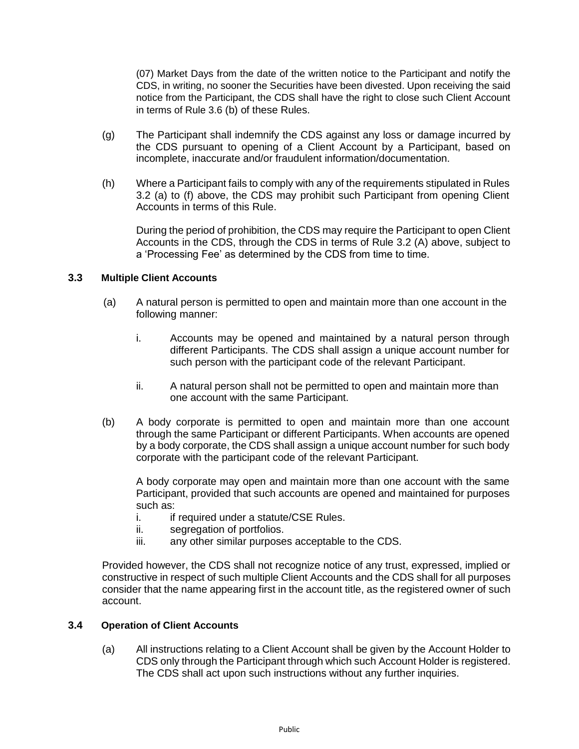(07) Market Days from the date of the written notice to the Participant and notify the CDS, in writing, no sooner the Securities have been divested. Upon receiving the said notice from the Participant, the CDS shall have the right to close such Client Account in terms of Rule 3.6 (b) of these Rules.

(g) The Participant shall indemnify the CDS against any loss or damage incurred by the CDS pursuant to opening of a Client Account by a Participant, based on incomplete, inaccurate and/or fraudulent information/documentation.

(h) Where a Participant fails to comply with any of the requirements stipulated in Rules 3.2 (a) to (f) above, the CDS may prohibit such Participant from opening Client Accounts in terms of this Rule.

During the period of prohibition, the CDS may require the Participant to open Client Accounts in the CDS, through the CDS in terms of Rule 3.2 (A) above, subject to a 'Processing Fee' as determined by the CDS from time to time.

### 3.3 Multiple Client Accounts

(a) A natural person is permitted to open and maintain more than one account in the following manner:

i. Accounts may be opened and maintained by a natural person through different Participants. The CDS shall assign a unique account number for such person with the participant code of the relevant Participant.

ii. A natural person shall not be permitted to open and maintain more than one account with the same Participant.

(b) A body corporate is permitted to open and maintain more than one account through the same Participant or different Participants. When accounts are opened by a body corporate, the CDS shall assign a unique account number for such body corporate with the participant code of the relevant Participant.

A body corporate may open and maintain more than one account with the same Participant, provided that such accounts are opened and maintained for purposes such as:

i. if required under a statute/CSE Rules.
ii. segregation of portfolios.
iii. any other similar purposes acceptable to the CDS.

Provided however, the CDS shall not recognize notice of any trust, expressed, implied or constructive in respect of such multiple Client Accounts and the CDS shall for all purposes consider that the name appearing first in the account title, as the registered owner of such account.

### 3.4 Operation of Client Accounts

(a) All instructions relating to a Client Account shall be given by the Account Holder to CDS only through the Participant through which such Account Holder is registered. The CDS shall act upon such instructions without any further inquiries.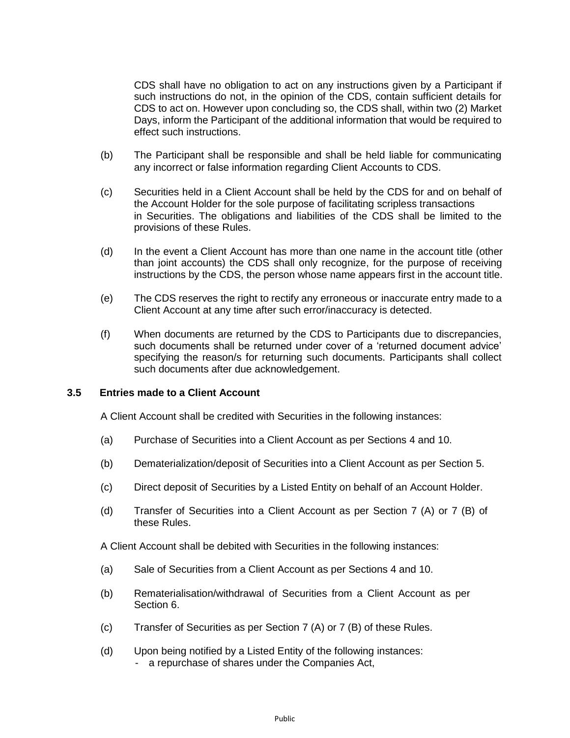CDS shall have no obligation to act on any instructions given by a Participant if such instructions do not, in the opinion of the CDS, contain sufficient details for CDS to act on. However upon concluding so, the CDS shall, within two (2) Market Days, inform the Participant of the additional information that would be required to effect such instructions.

(b) The Participant shall be responsible and shall be held liable for communicating any incorrect or false information regarding Client Accounts to CDS.

(c) Securities held in a Client Account shall be held by the CDS for and on behalf of the Account Holder for the sole purpose of facilitating scripless transactions in Securities. The obligations and liabilities of the CDS shall be limited to the provisions of these Rules.

(d) In the event a Client Account has more than one name in the account title (other than joint accounts) the CDS shall only recognize, for the purpose of receiving instructions by the CDS, the person whose name appears first in the account title.

(e) The CDS reserves the right to rectify any erroneous or inaccurate entry made to a Client Account at any time after such error/inaccuracy is detected.

(f) When documents are returned by the CDS to Participants due to discrepancies, such documents shall be returned under cover of a 'returned document advice' specifying the reason/s for returning such documents. Participants shall collect such documents after due acknowledgement.

**3.5 Entries made to a Client Account**

A Client Account shall be credited with Securities in the following instances:

(a) Purchase of Securities into a Client Account as per Sections 4 and 10.

(b) Dematerialization/deposit of Securities into a Client Account as per Section 5.

(c) Direct deposit of Securities by a Listed Entity on behalf of an Account Holder.

(d) Transfer of Securities into a Client Account as per Section 7 (A) or 7 (B) of these Rules.

A Client Account shall be debited with Securities in the following instances:

(a) Sale of Securities from a Client Account as per Sections 4 and 10.

(b) Rematerialisation/withdrawal of Securities from a Client Account as per Section 6.

(c) Transfer of Securities as per Section 7 (A) or 7 (B) of these Rules.

(d) Upon being notified by a Listed Entity of the following instances:
- a repurchase of shares under the Companies Act,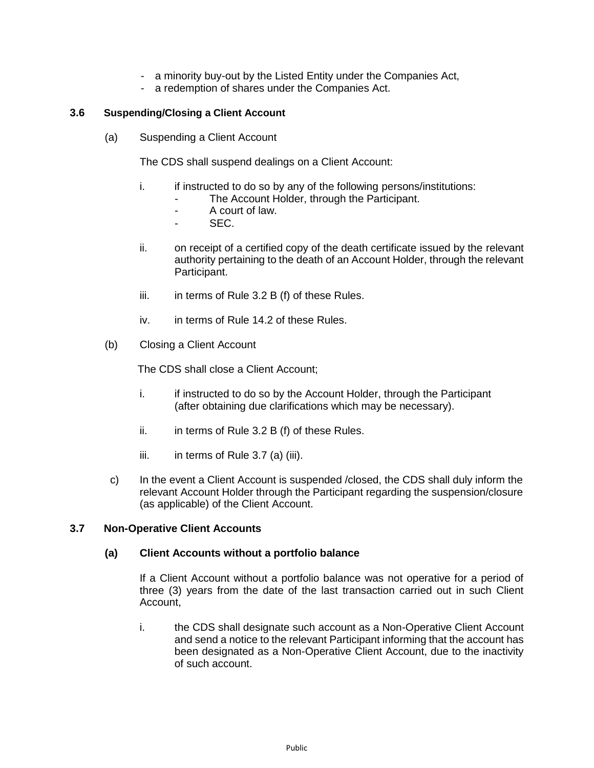- a minority buy-out by the Listed Entity under the Companies Act,
- a redemption of shares under the Companies Act.

### 3.6 Suspending/Closing a Client Account

(a) Suspending a Client Account

The CDS shall suspend dealings on a Client Account:

i. if instructed to do so by any of the following persons/institutions:
   - The Account Holder, through the Participant.
   - A court of law.
   - SEC.

ii. on receipt of a certified copy of the death certificate issued by the relevant authority pertaining to the death of an Account Holder, through the relevant Participant.

iii. in terms of Rule 3.2 B (f) of these Rules.

iv. in terms of Rule 14.2 of these Rules.

(b) Closing a Client Account

The CDS shall close a Client Account;

i. if instructed to do so by the Account Holder, through the Participant (after obtaining due clarifications which may be necessary).

ii. in terms of Rule 3.2 B (f) of these Rules.

iii. in terms of Rule 3.7 (a) (iii).

c) In the event a Client Account is suspended /closed, the CDS shall duly inform the relevant Account Holder through the Participant regarding the suspension/closure (as applicable) of the Client Account.

### 3.7 Non-Operative Client Accounts

**(a) Client Accounts without a portfolio balance**

If a Client Account without a portfolio balance was not operative for a period of three (3) years from the date of the last transaction carried out in such Client Account,

i. the CDS shall designate such account as a Non-Operative Client Account and send a notice to the relevant Participant informing that the account has been designated as a Non-Operative Client Account, due to the inactivity of such account.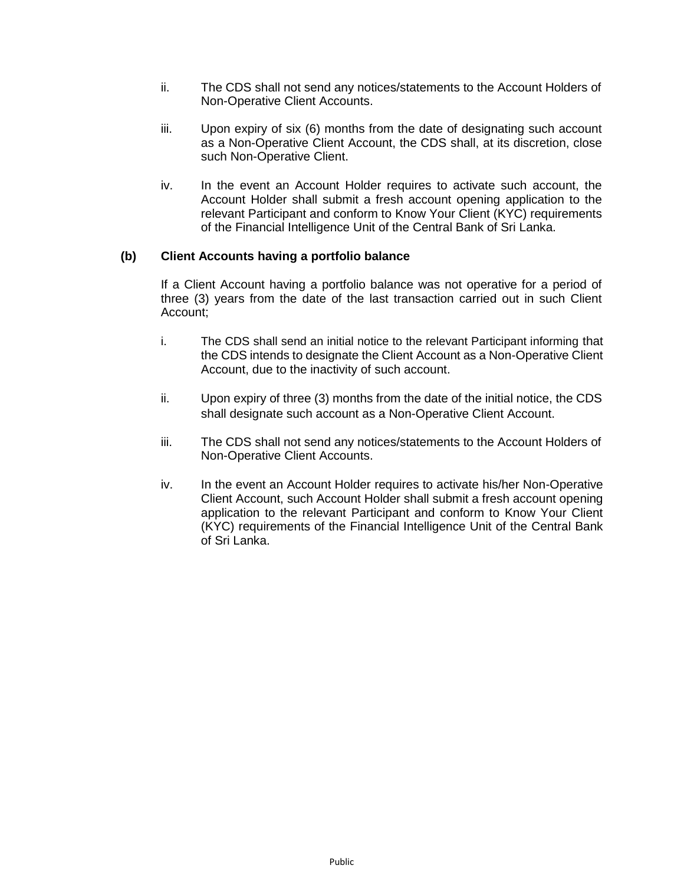ii. The CDS shall not send any notices/statements to the Account Holders of Non-Operative Client Accounts.

iii. Upon expiry of six (6) months from the date of designating such account as a Non-Operative Client Account, the CDS shall, at its discretion, close such Non-Operative Client.

iv. In the event an Account Holder requires to activate such account, the Account Holder shall submit a fresh account opening application to the relevant Participant and conform to Know Your Client (KYC) requirements of the Financial Intelligence Unit of the Central Bank of Sri Lanka.

**(b) Client Accounts having a portfolio balance**

If a Client Account having a portfolio balance was not operative for a period of three (3) years from the date of the last transaction carried out in such Client Account;

i. The CDS shall send an initial notice to the relevant Participant informing that the CDS intends to designate the Client Account as a Non-Operative Client Account, due to the inactivity of such account.

ii. Upon expiry of three (3) months from the date of the initial notice, the CDS shall designate such account as a Non-Operative Client Account.

iii. The CDS shall not send any notices/statements to the Account Holders of Non-Operative Client Accounts.

iv. In the event an Account Holder requires to activate his/her Non-Operative Client Account, such Account Holder shall submit a fresh account opening application to the relevant Participant and conform to Know Your Client (KYC) requirements of the Financial Intelligence Unit of the Central Bank of Sri Lanka.